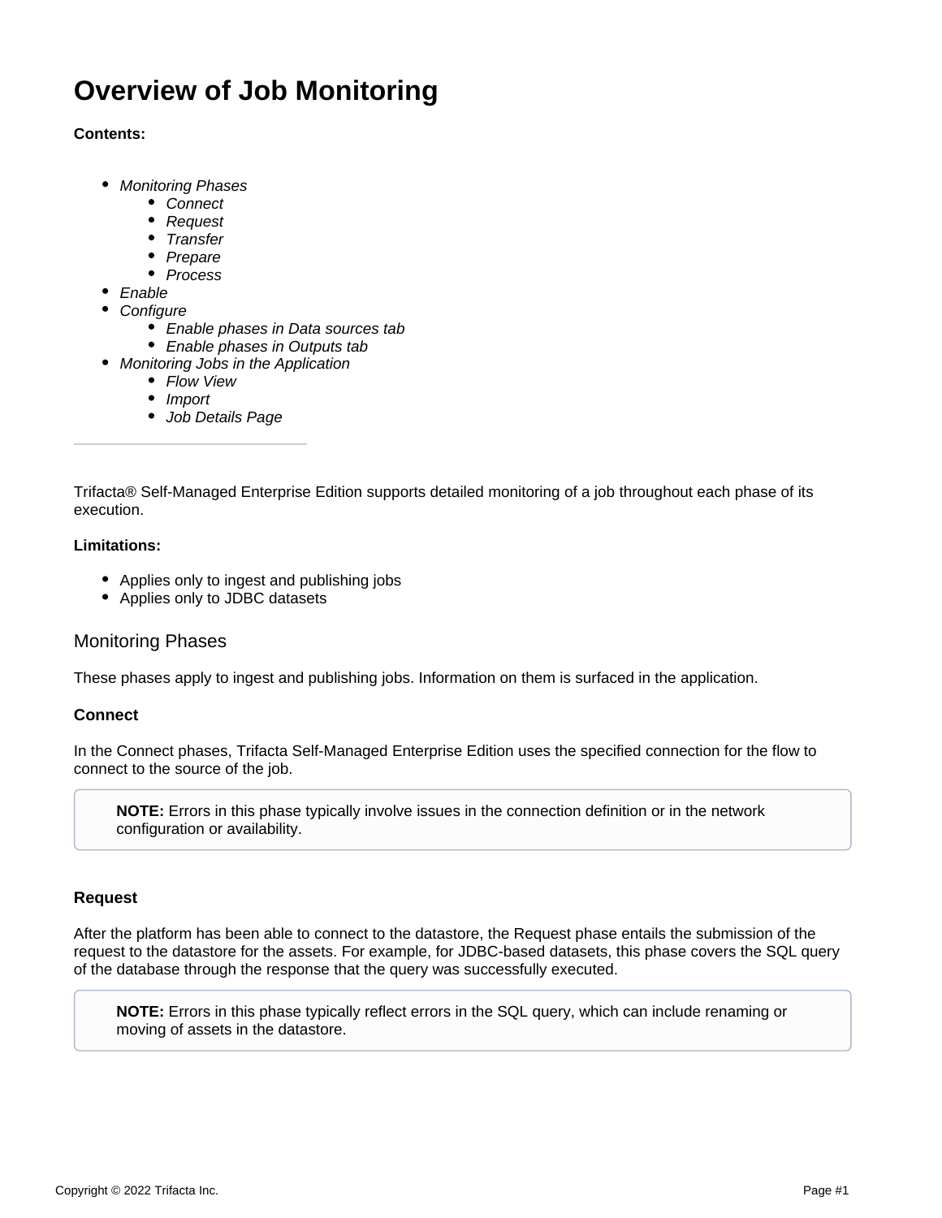# Overview of Job Monitoring

**Contents:**

- *Monitoring Phases*
  - *Connect*
  - *Request*
  - *Transfer*
  - *Prepare*
  - *Process*
- *Enable*
- *Configure*
  - *Enable phases in Data sources tab*
  - *Enable phases in Outputs tab*
- *Monitoring Jobs in the Application*
  - *Flow View*
  - *Import*
  - *Job Details Page*

---

Trifacta® Self-Managed Enterprise Edition supports detailed monitoring of a job throughout each phase of its execution.

**Limitations:**

- Applies only to ingest and publishing jobs
- Applies only to JDBC datasets

## Monitoring Phases

These phases apply to ingest and publishing jobs. Information on them is surfaced in the application.

### Connect

In the Connect phases, Trifacta Self-Managed Enterprise Edition uses the specified connection for the flow to connect to the source of the job.

> **NOTE:** Errors in this phase typically involve issues in the connection definition or in the network configuration or availability.

### Request

After the platform has been able to connect to the datastore, the Request phase entails the submission of the request to the datastore for the assets. For example, for JDBC-based datasets, this phase covers the SQL query of the database through the response that the query was successfully executed.

> **NOTE:** Errors in this phase typically reflect errors in the SQL query, which can include renaming or moving of assets in the datastore.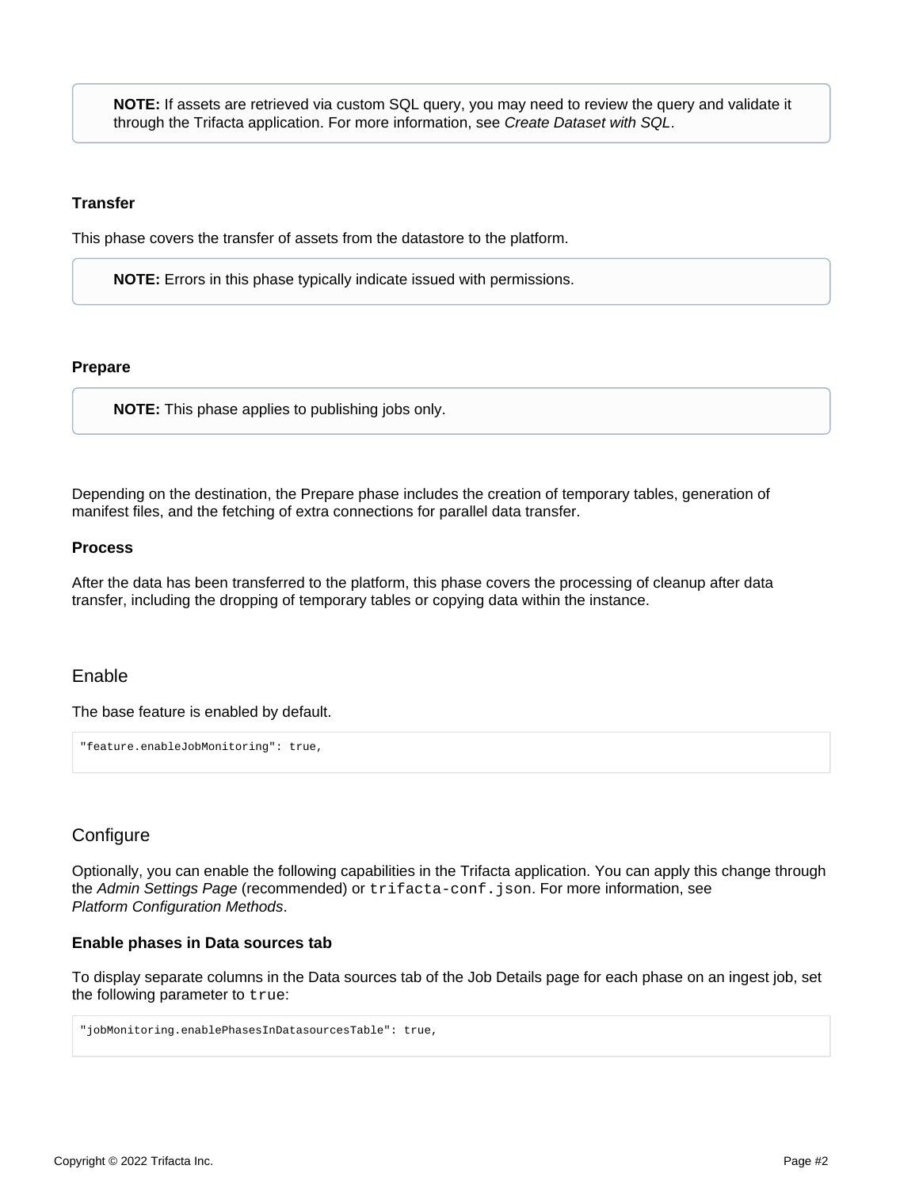> **NOTE:** If assets are retrieved via custom SQL query, you may need to review the query and validate it through the Trifacta application. For more information, see *Create Dataset with SQL*.

#### Transfer

This phase covers the transfer of assets from the datastore to the platform.

> **NOTE:** Errors in this phase typically indicate issued with permissions.

#### Prepare

> **NOTE:** This phase applies to publishing jobs only.

Depending on the destination, the Prepare phase includes the creation of temporary tables, generation of manifest files, and the fetching of extra connections for parallel data transfer.

#### Process

After the data has been transferred to the platform, this phase covers the processing of cleanup after data transfer, including the dropping of temporary tables or copying data within the instance.

## Enable

The base feature is enabled by default.

```
"feature.enableJobMonitoring": true,
```

## Configure

Optionally, you can enable the following capabilities in the Trifacta application. You can apply this change through the *Admin Settings Page* (recommended) or `trifacta-conf.json`. For more information, see *Platform Configuration Methods*.

#### Enable phases in Data sources tab

To display separate columns in the Data sources tab of the Job Details page for each phase on an ingest job, set the following parameter to `true`:

```
"jobMonitoring.enablePhasesInDatasourcesTable": true,
```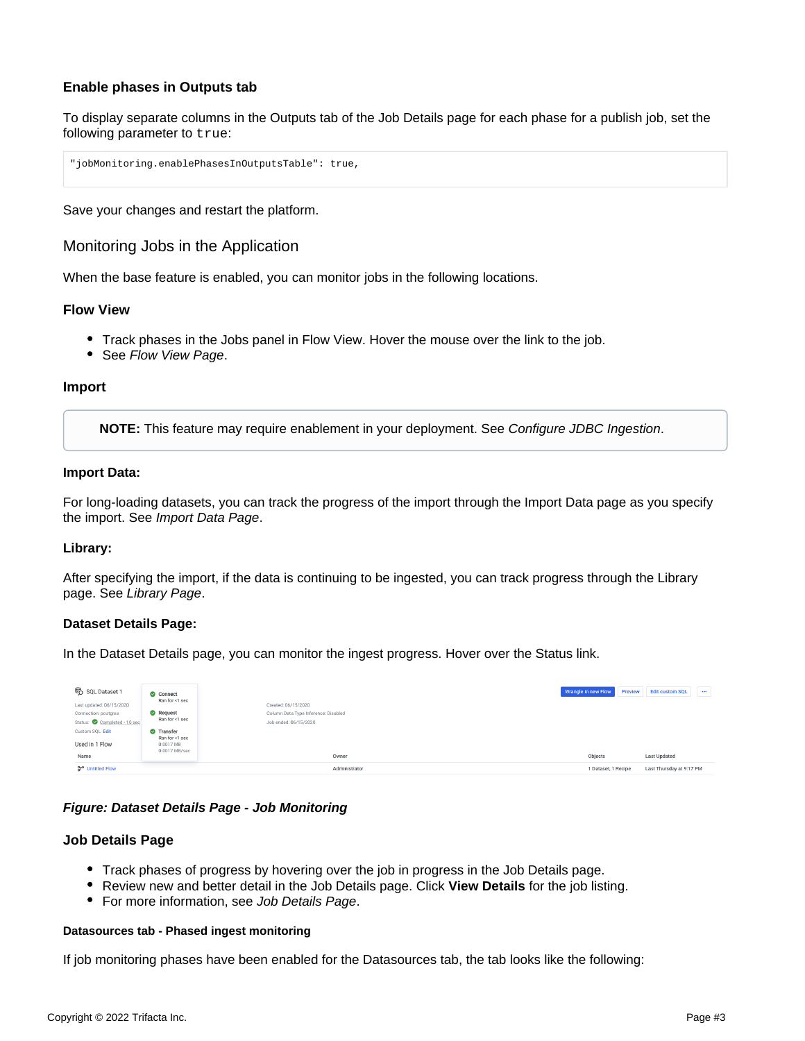### Enable phases in Outputs tab

To display separate columns in the Outputs tab of the Job Details page for each phase for a publish job, set the following parameter to `true`:

```
"jobMonitoring.enablePhasesInOutputsTable": true,
```

Save your changes and restart the platform.

## Monitoring Jobs in the Application

When the base feature is enabled, you can monitor jobs in the following locations.

### Flow View

- Track phases in the Jobs panel in Flow View. Hover the mouse over the link to the job.
- See *Flow View Page*.

### Import

> **NOTE:** This feature may require enablement in your deployment. See *Configure JDBC Ingestion*.

#### Import Data:

For long-loading datasets, you can track the progress of the import through the Import Data page as you specify the import. See *Import Data Page*.

#### Library:

After specifying the import, if the data is continuing to be ingested, you can track progress through the Library page. See *Library Page*.

#### Dataset Details Page:

In the Dataset Details page, you can monitor the ingest progress. Hover over the Status link.

***Figure: Dataset Details Page - Job Monitoring***

### Job Details Page

- Track phases of progress by hovering over the job in progress in the Job Details page.
- Review new and better detail in the Job Details page. Click **View Details** for the job listing.
- For more information, see *Job Details Page*.

#### Datasources tab - Phased ingest monitoring

If job monitoring phases have been enabled for the Datasources tab, the tab looks like the following: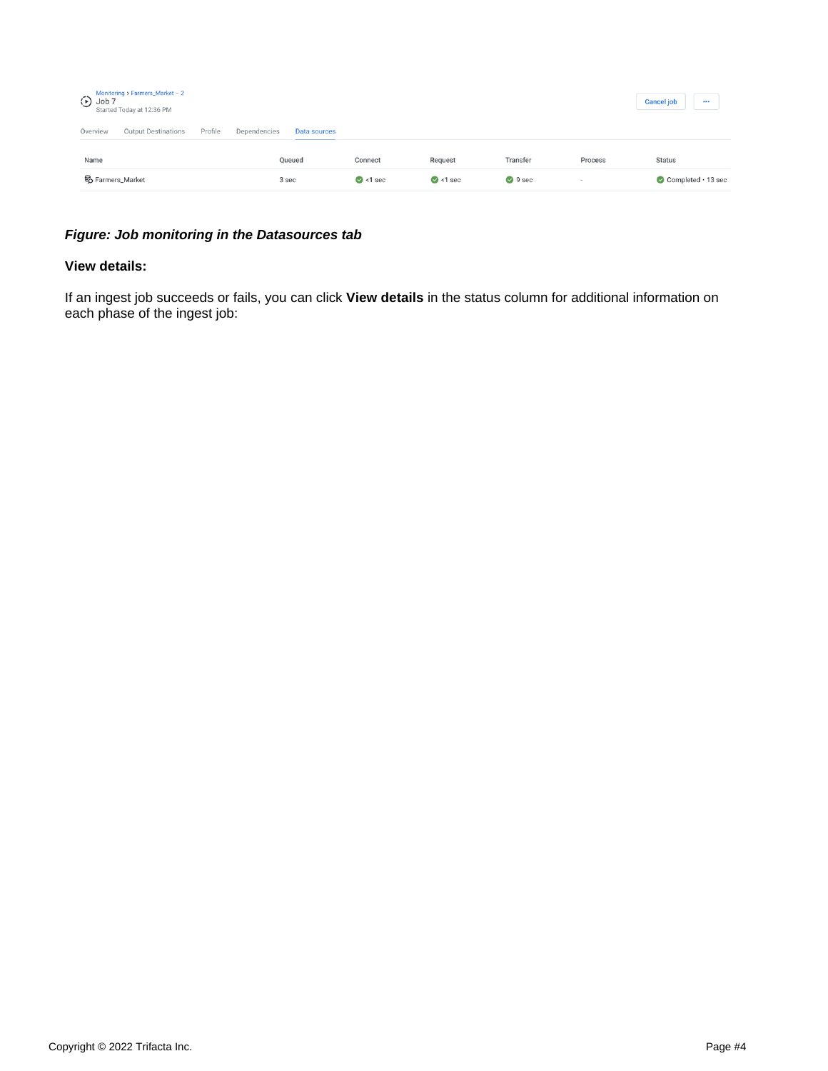Monitoring › Farmers_Market – 2
Job 7
Started Today at 12:36 PM

Cancel job

Overview | Output Destinations | Profile | Dependencies | Data sources

| Name | Queued | Connect | Request | Transfer | Process | Status |
|---|---|---|---|---|---|---|
| Farmers_Market | 3 sec | <1 sec | <1 sec | 9 sec | - | Completed • 13 sec |

***Figure: Job monitoring in the Datasources tab***

**View details:**

If an ingest job succeeds or fails, you can click **View details** in the status column for additional information on each phase of the ingest job: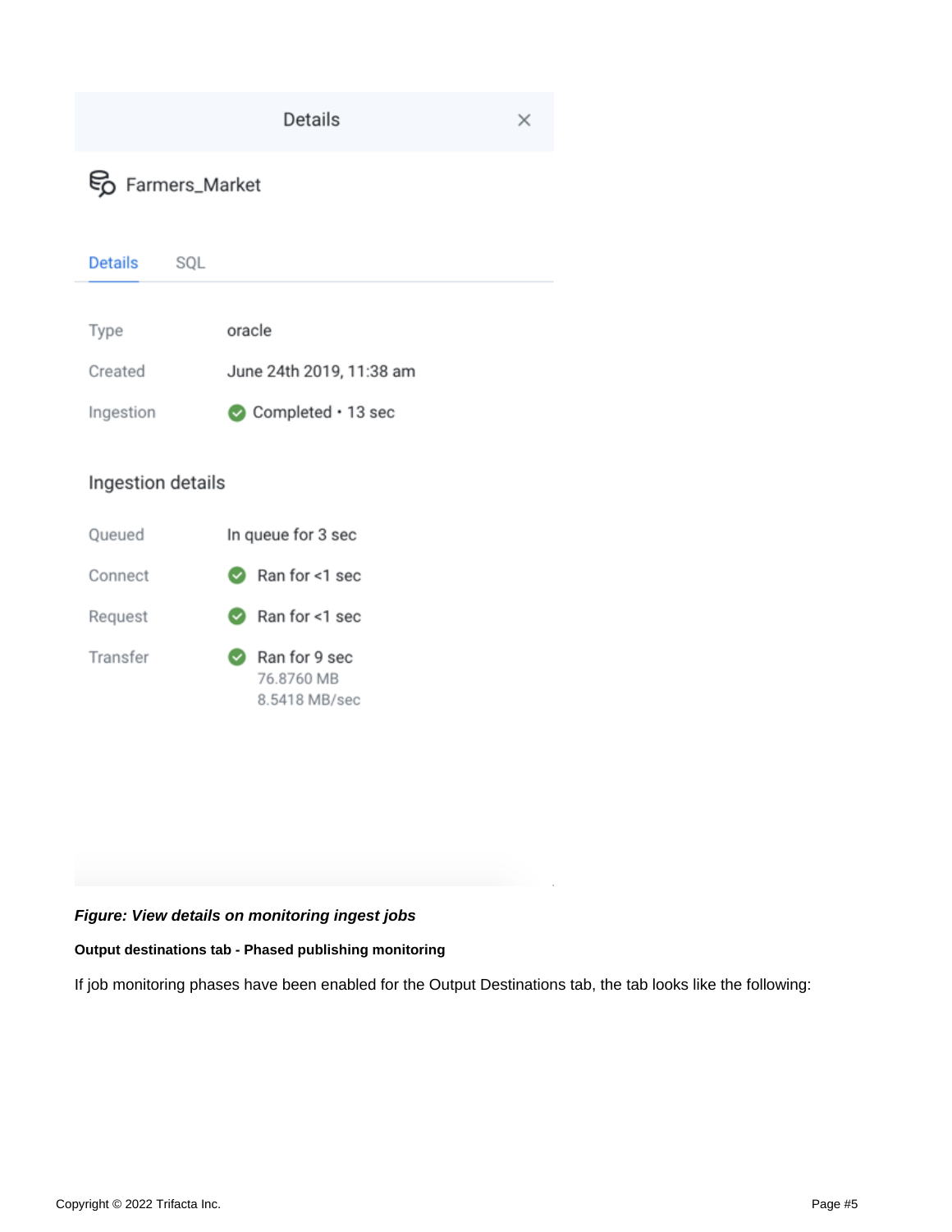Details

Farmers_Market

Details SQL

| | |
|---|---|
| Type | oracle |
| Created | June 24th 2019, 11:38 am |
| Ingestion | Completed • 13 sec |

Ingestion details

| | |
|---|---|
| Queued | In queue for 3 sec |
| Connect | Ran for <1 sec |
| Request | Ran for <1 sec |
| Transfer | Ran for 9 sec<br>76.8760 MB<br>8.5418 MB/sec |

***Figure: View details on monitoring ingest jobs***

**Output destinations tab - Phased publishing monitoring**

If job monitoring phases have been enabled for the Output Destinations tab, the tab looks like the following: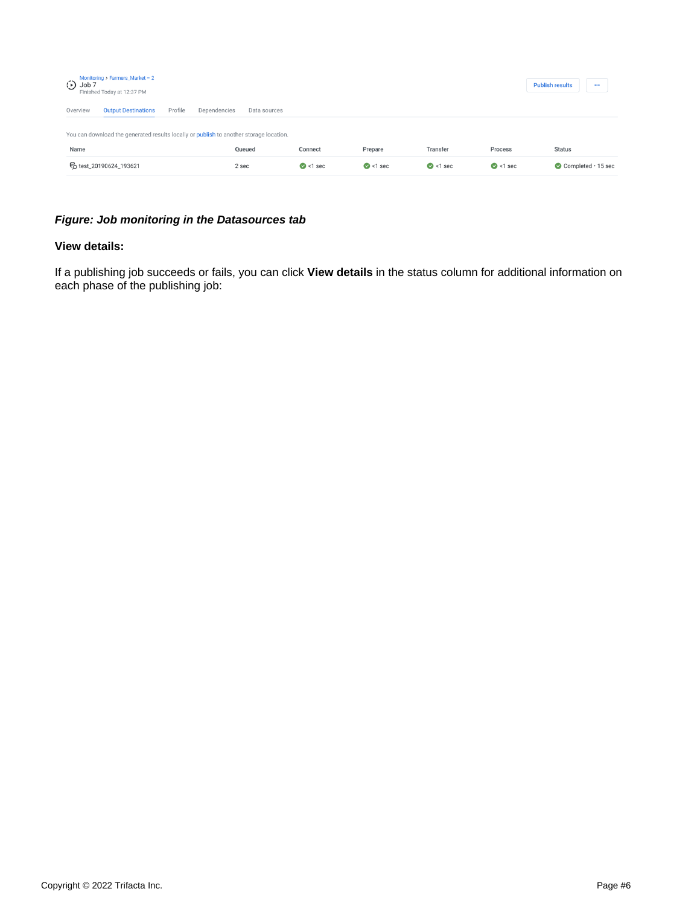Monitoring > Farmers_Market – 2
Job 7
Finished Today at 12:37 PM

Publish results

Overview | Output Destinations | Profile | Dependencies | Data sources

You can download the generated results locally or publish to another storage location.

| Name | Queued | Connect | Prepare | Transfer | Process | Status |
|---|---|---|---|---|---|---|
| test_20190624_193621 | 2 sec | <1 sec | <1 sec | <1 sec | <1 sec | Completed • 15 sec |

***Figure: Job monitoring in the Datasources tab***

**View details:**

If a publishing job succeeds or fails, you can click **View details** in the status column for additional information on each phase of the publishing job: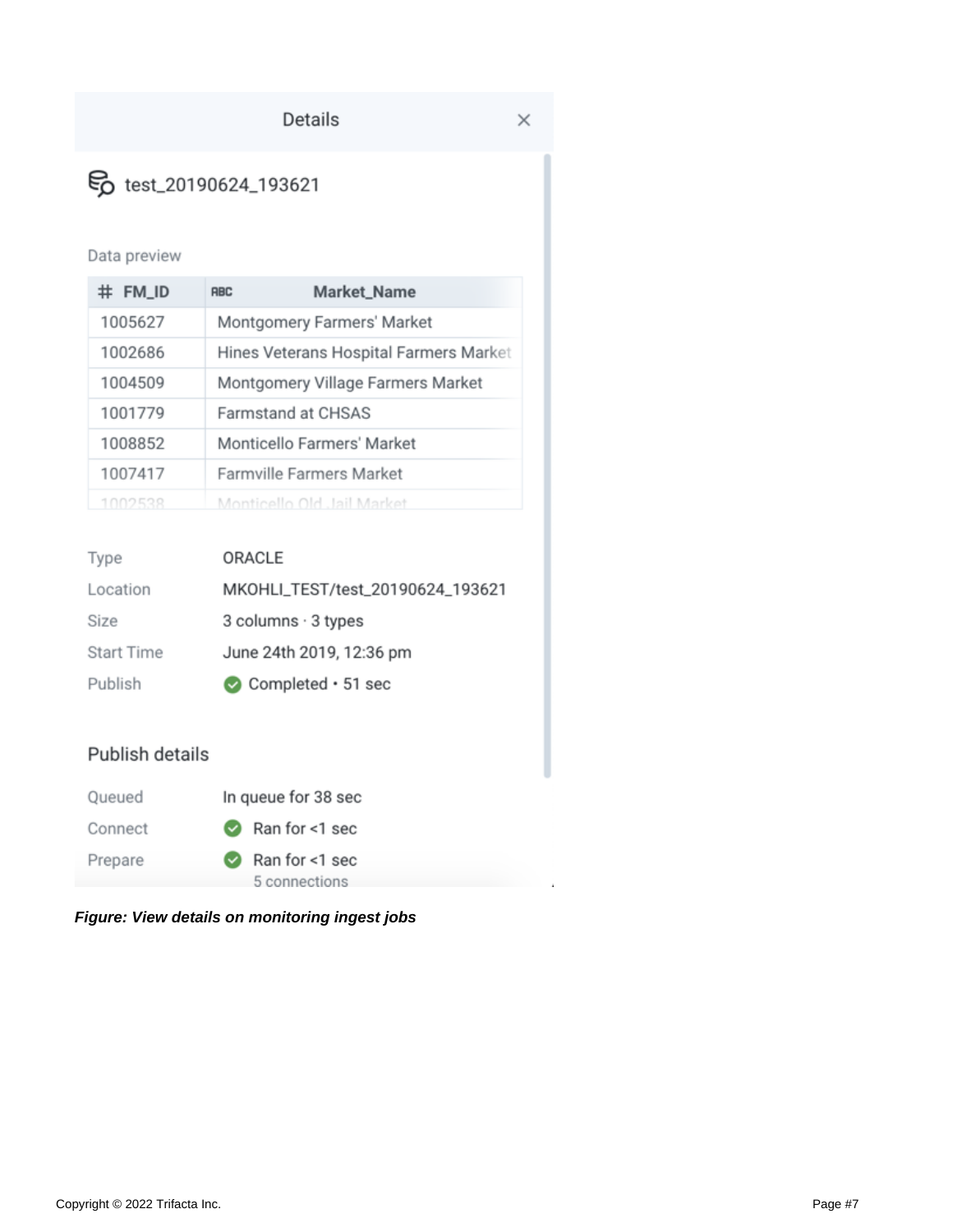Details

test_20190624_193621

Data preview

| FM_ID | Market_Name |
|---|---|
| 1005627 | Montgomery Farmers' Market |
| 1002686 | Hines Veterans Hospital Farmers Market |
| 1004509 | Montgomery Village Farmers Market |
| 1001779 | Farmstand at CHSAS |
| 1008852 | Monticello Farmers' Market |
| 1007417 | Farmville Farmers Market |
| 1002538 | Monticello Old Jail Market |

| | |
|---|---|
| Type | ORACLE |
| Location | MKOHLI_TEST/test_20190624_193621 |
| Size | 3 columns · 3 types |
| Start Time | June 24th 2019, 12:36 pm |
| Publish | Completed • 51 sec |

Publish details

| | |
|---|---|
| Queued | In queue for 38 sec |
| Connect | Ran for <1 sec |
| Prepare | Ran for <1 sec<br>5 connections |

***Figure: View details on monitoring ingest jobs***